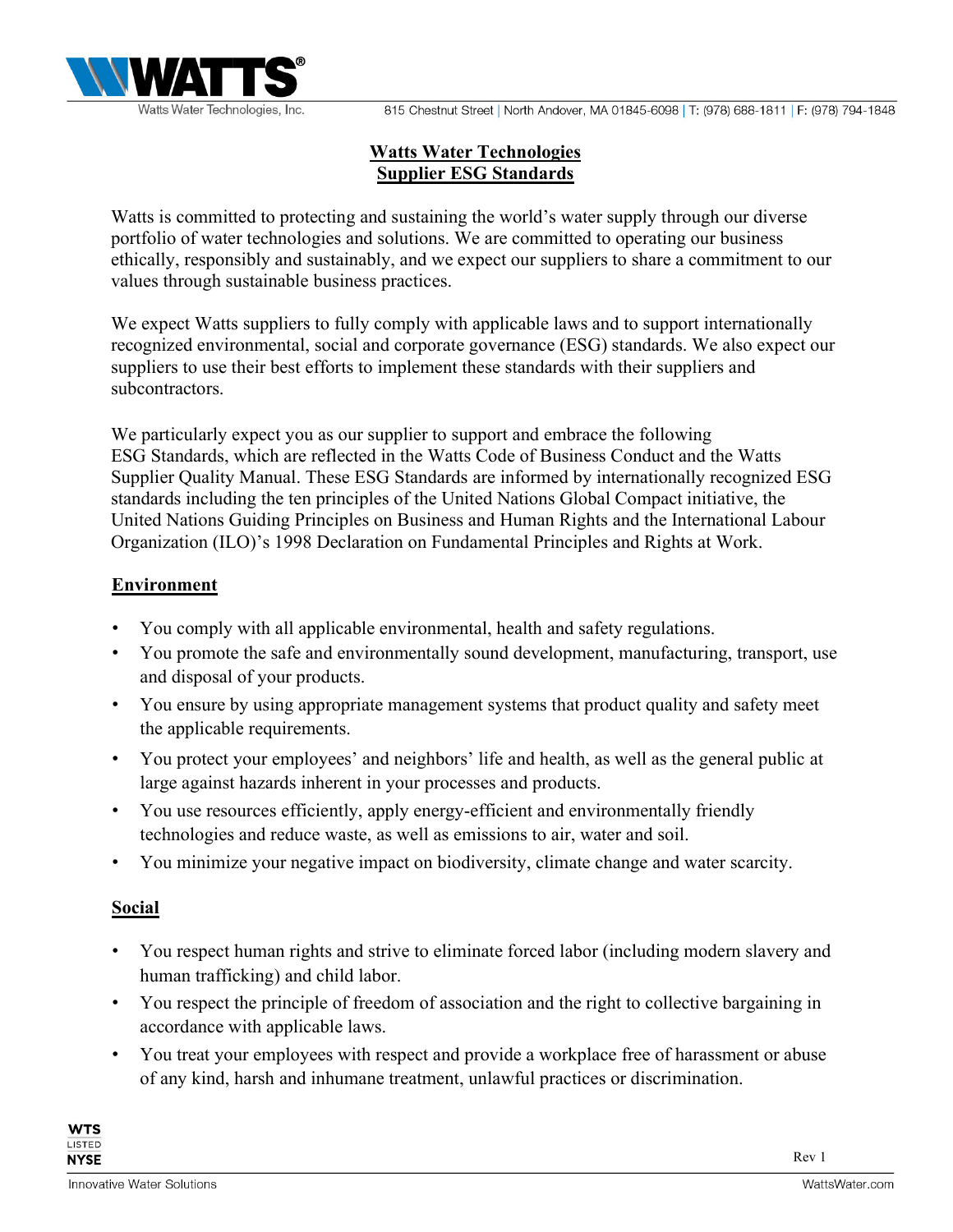# Watts Water Technologies
# Supplier ESG Standards

Watts is committed to protecting and sustaining the world's water supply through our diverse portfolio of water technologies and solutions. We are committed to operating our business ethically, responsibly and sustainably, and we expect our suppliers to share a commitment to our values through sustainable business practices.

We expect Watts suppliers to fully comply with applicable laws and to support internationally recognized environmental, social and corporate governance (ESG) standards. We also expect our suppliers to use their best efforts to implement these standards with their suppliers and subcontractors.

We particularly expect you as our supplier to support and embrace the following ESG Standards, which are reflected in the Watts Code of Business Conduct and the Watts Supplier Quality Manual. These ESG Standards are informed by internationally recognized ESG standards including the ten principles of the United Nations Global Compact initiative, the United Nations Guiding Principles on Business and Human Rights and the International Labour Organization (ILO)'s 1998 Declaration on Fundamental Principles and Rights at Work.

## Environment

- You comply with all applicable environmental, health and safety regulations.
- You promote the safe and environmentally sound development, manufacturing, transport, use and disposal of your products.
- You ensure by using appropriate management systems that product quality and safety meet the applicable requirements.
- You protect your employees' and neighbors' life and health, as well as the general public at large against hazards inherent in your processes and products.
- You use resources efficiently, apply energy-efficient and environmentally friendly technologies and reduce waste, as well as emissions to air, water and soil.
- You minimize your negative impact on biodiversity, climate change and water scarcity.

## Social

- You respect human rights and strive to eliminate forced labor (including modern slavery and human trafficking) and child labor.
- You respect the principle of freedom of association and the right to collective bargaining in accordance with applicable laws.
- You treat your employees with respect and provide a workplace free of harassment or abuse of any kind, harsh and inhumane treatment, unlawful practices or discrimination.

Rev 1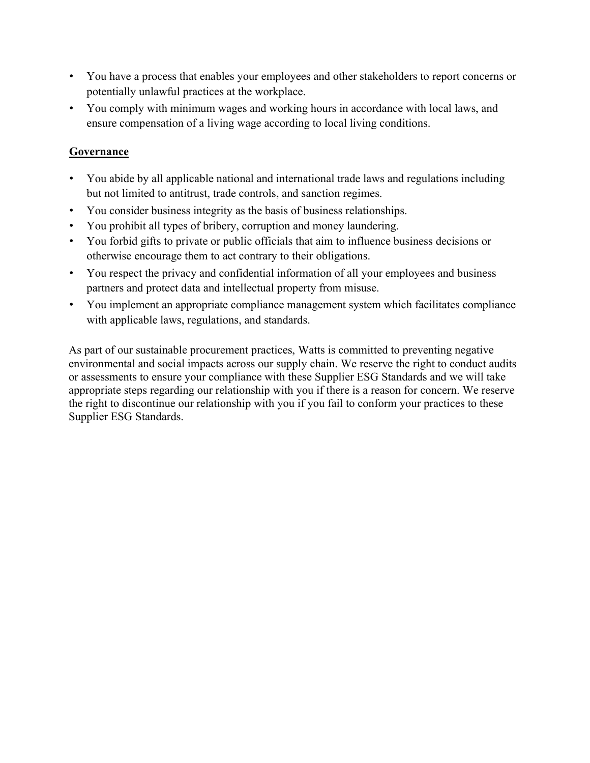- You have a process that enables your employees and other stakeholders to report concerns or potentially unlawful practices at the workplace.
- You comply with minimum wages and working hours in accordance with local laws, and ensure compensation of a living wage according to local living conditions.

## Governance

- You abide by all applicable national and international trade laws and regulations including but not limited to antitrust, trade controls, and sanction regimes.
- You consider business integrity as the basis of business relationships.
- You prohibit all types of bribery, corruption and money laundering.
- You forbid gifts to private or public officials that aim to influence business decisions or otherwise encourage them to act contrary to their obligations.
- You respect the privacy and confidential information of all your employees and business partners and protect data and intellectual property from misuse.
- You implement an appropriate compliance management system which facilitates compliance with applicable laws, regulations, and standards.

As part of our sustainable procurement practices, Watts is committed to preventing negative environmental and social impacts across our supply chain. We reserve the right to conduct audits or assessments to ensure your compliance with these Supplier ESG Standards and we will take appropriate steps regarding our relationship with you if there is a reason for concern. We reserve the right to discontinue our relationship with you if you fail to conform your practices to these Supplier ESG Standards.